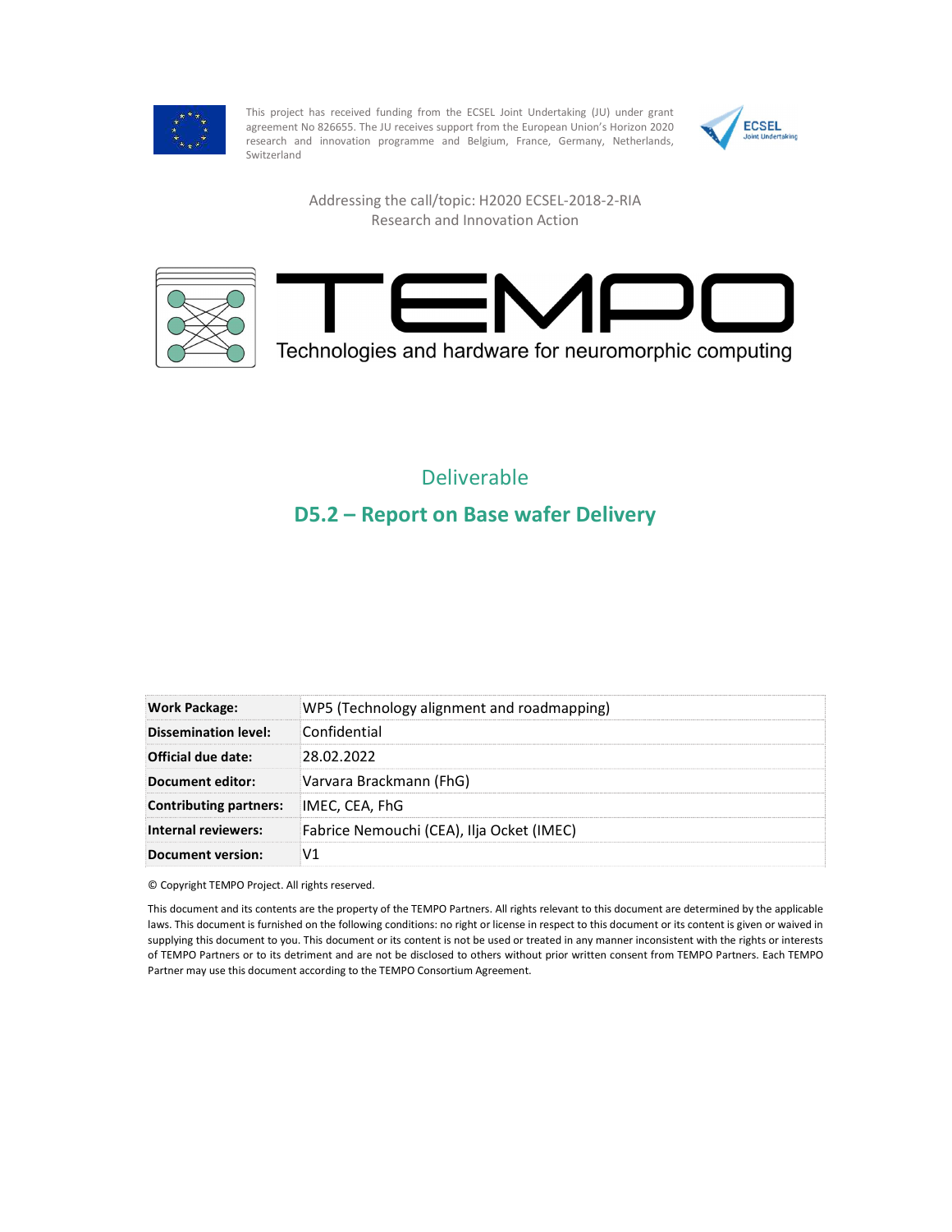This project has received funding from the ECSEL Joint Undertaking (JU) under grant agreement No 826655. The JU receives support from the European Union's Horizon 2020 research and innovation programme and Belgium, France, Germany, Netherlands, Switzerland

Addressing the call/topic: H2020 ECSEL-2018-2-RIA
Research and Innovation Action

# TEMPO

Technologies and hardware for neuromorphic computing

## Deliverable

## D5.2 – Report on Base wafer Delivery

| | |
|---|---|
| **Work Package:** | WP5 (Technology alignment and roadmapping) |
| **Dissemination level:** | Confidential |
| **Official due date:** | 28.02.2022 |
| **Document editor:** | Varvara Brackmann (FhG) |
| **Contributing partners:** | IMEC, CEA, FhG |
| **Internal reviewers:** | Fabrice Nemouchi (CEA), Ilja Ocket (IMEC) |
| **Document version:** | V1 |

© Copyright TEMPO Project. All rights reserved.

This document and its contents are the property of the TEMPO Partners. All rights relevant to this document are determined by the applicable laws. This document is furnished on the following conditions: no right or license in respect to this document or its content is given or waived in supplying this document to you. This document or its content is not be used or treated in any manner inconsistent with the rights or interests of TEMPO Partners or to its detriment and are not be disclosed to others without prior written consent from TEMPO Partners. Each TEMPO Partner may use this document according to the TEMPO Consortium Agreement.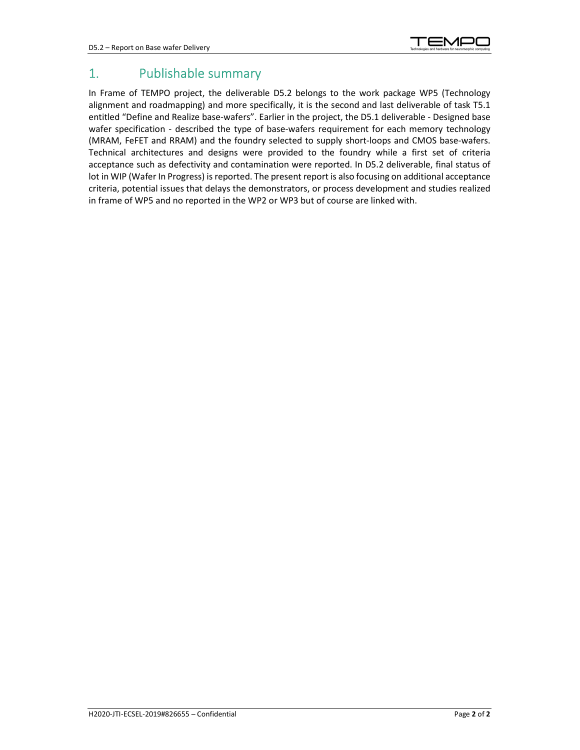# 1. Publishable summary

In Frame of TEMPO project, the deliverable D5.2 belongs to the work package WP5 (Technology alignment and roadmapping) and more specifically, it is the second and last deliverable of task T5.1 entitled "Define and Realize base-wafers". Earlier in the project, the D5.1 deliverable - Designed base wafer specification - described the type of base-wafers requirement for each memory technology (MRAM, FeFET and RRAM) and the foundry selected to supply short-loops and CMOS base-wafers. Technical architectures and designs were provided to the foundry while a first set of criteria acceptance such as defectivity and contamination were reported. In D5.2 deliverable, final status of lot in WIP (Wafer In Progress) is reported. The present report is also focusing on additional acceptance criteria, potential issues that delays the demonstrators, or process development and studies realized in frame of WP5 and no reported in the WP2 or WP3 but of course are linked with.